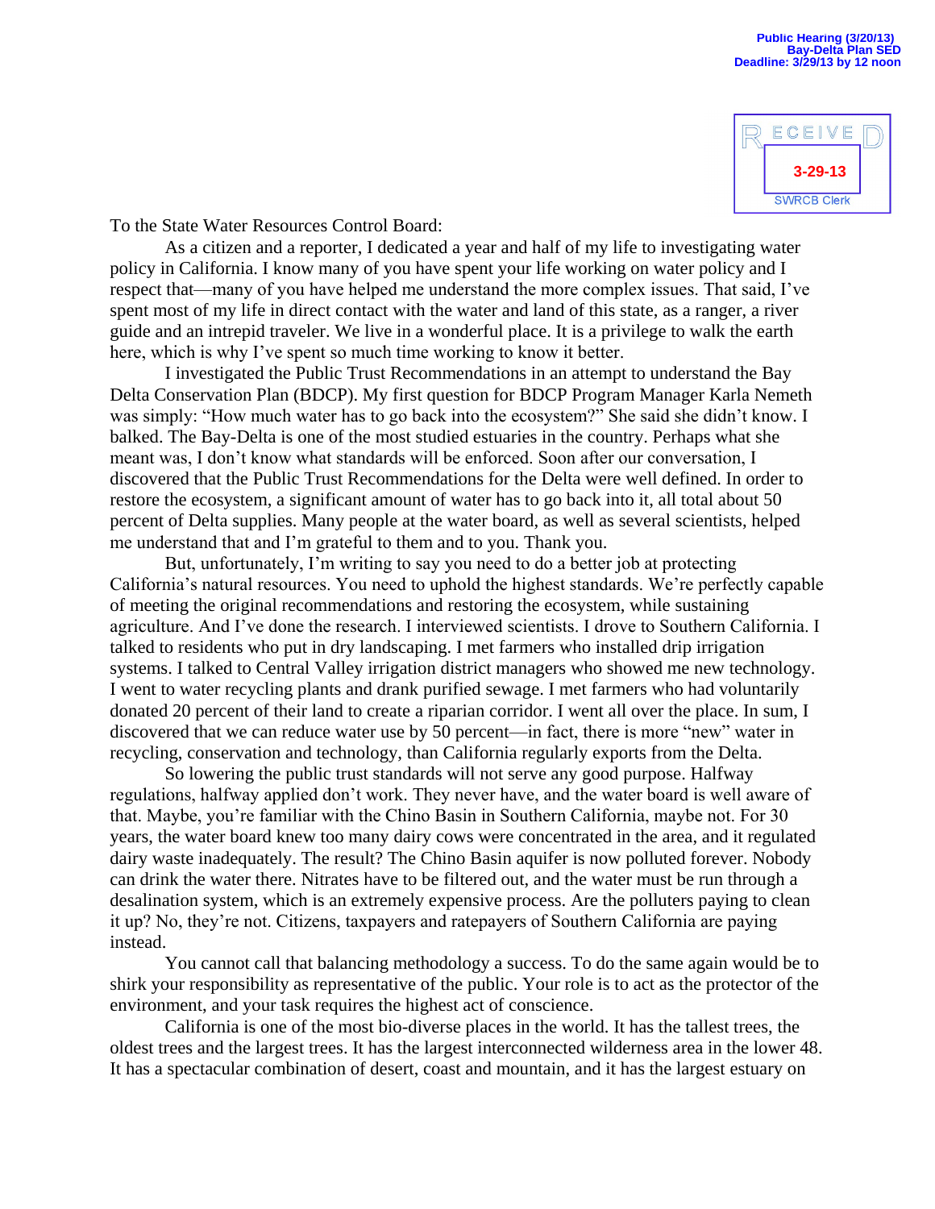Public Hearing (3/20/13)
Bay-Delta Plan SED
Deadline: 3/29/13 by 12 noon

RECEIVED
3-29-13
SWRCB Clerk

To the State Water Resources Control Board:

As a citizen and a reporter, I dedicated a year and half of my life to investigating water policy in California. I know many of you have spent your life working on water policy and I respect that—many of you have helped me understand the more complex issues. That said, I've spent most of my life in direct contact with the water and land of this state, as a ranger, a river guide and an intrepid traveler. We live in a wonderful place. It is a privilege to walk the earth here, which is why I've spent so much time working to know it better.

I investigated the Public Trust Recommendations in an attempt to understand the Bay Delta Conservation Plan (BDCP). My first question for BDCP Program Manager Karla Nemeth was simply: "How much water has to go back into the ecosystem?" She said she didn't know. I balked. The Bay-Delta is one of the most studied estuaries in the country. Perhaps what she meant was, I don't know what standards will be enforced. Soon after our conversation, I discovered that the Public Trust Recommendations for the Delta were well defined. In order to restore the ecosystem, a significant amount of water has to go back into it, all total about 50 percent of Delta supplies. Many people at the water board, as well as several scientists, helped me understand that and I'm grateful to them and to you. Thank you.

But, unfortunately, I'm writing to say you need to do a better job at protecting California's natural resources. You need to uphold the highest standards. We're perfectly capable of meeting the original recommendations and restoring the ecosystem, while sustaining agriculture. And I've done the research. I interviewed scientists. I drove to Southern California. I talked to residents who put in dry landscaping. I met farmers who installed drip irrigation systems. I talked to Central Valley irrigation district managers who showed me new technology. I went to water recycling plants and drank purified sewage. I met farmers who had voluntarily donated 20 percent of their land to create a riparian corridor. I went all over the place. In sum, I discovered that we can reduce water use by 50 percent—in fact, there is more "new" water in recycling, conservation and technology, than California regularly exports from the Delta.

So lowering the public trust standards will not serve any good purpose. Halfway regulations, halfway applied don't work. They never have, and the water board is well aware of that. Maybe, you're familiar with the Chino Basin in Southern California, maybe not. For 30 years, the water board knew too many dairy cows were concentrated in the area, and it regulated dairy waste inadequately. The result? The Chino Basin aquifer is now polluted forever. Nobody can drink the water there. Nitrates have to be filtered out, and the water must be run through a desalination system, which is an extremely expensive process. Are the polluters paying to clean it up? No, they're not. Citizens, taxpayers and ratepayers of Southern California are paying instead.

You cannot call that balancing methodology a success. To do the same again would be to shirk your responsibility as representative of the public. Your role is to act as the protector of the environment, and your task requires the highest act of conscience.

California is one of the most bio-diverse places in the world. It has the tallest trees, the oldest trees and the largest trees. It has the largest interconnected wilderness area in the lower 48. It has a spectacular combination of desert, coast and mountain, and it has the largest estuary on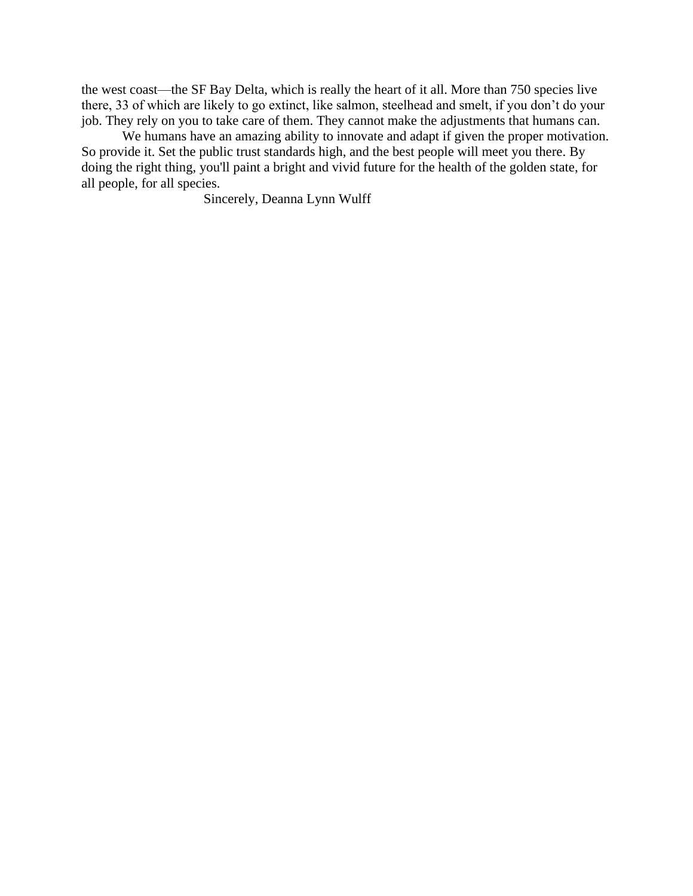the west coast—the SF Bay Delta, which is really the heart of it all. More than 750 species live there, 33 of which are likely to go extinct, like salmon, steelhead and smelt, if you don't do your job. They rely on you to take care of them. They cannot make the adjustments that humans can.

We humans have an amazing ability to innovate and adapt if given the proper motivation. So provide it. Set the public trust standards high, and the best people will meet you there. By doing the right thing, you'll paint a bright and vivid future for the health of the golden state, for all people, for all species.

Sincerely, Deanna Lynn Wulff